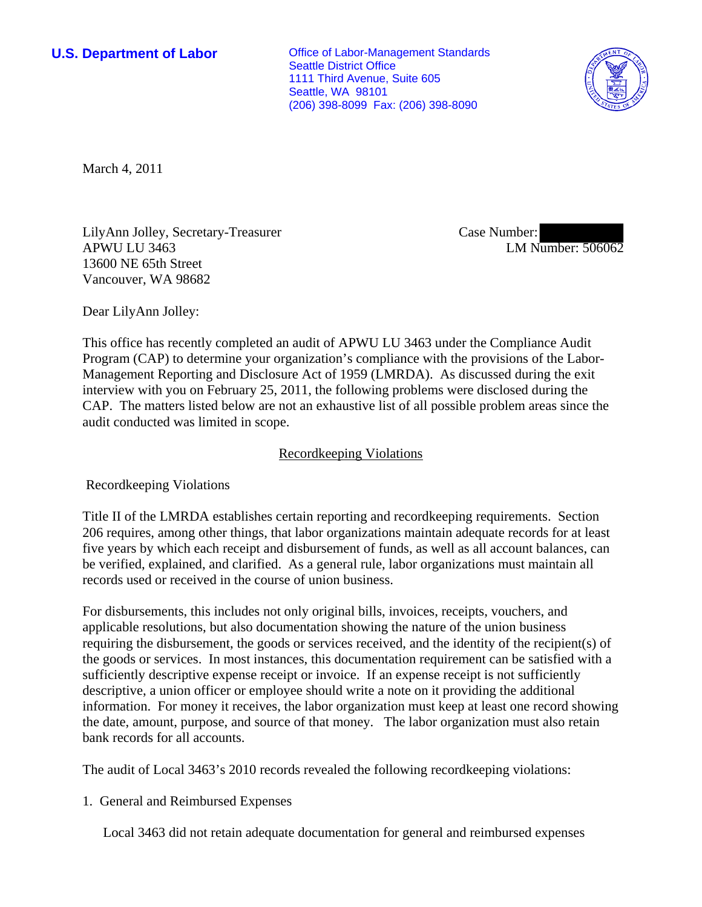**U.S. Department of Labor**

Office of Labor-Management Standards
Seattle District Office
1111 Third Avenue, Suite 605
Seattle, WA 98101
(206) 398-8099 Fax: (206) 398-8090

March 4, 2011

LilyAnn Jolley, Secretary-Treasurer
APWU LU 3463
13600 NE 65th Street
Vancouver, WA 98682

Case Number:
LM Number: 506062

Dear LilyAnn Jolley:

This office has recently completed an audit of APWU LU 3463 under the Compliance Audit Program (CAP) to determine your organization's compliance with the provisions of the Labor-Management Reporting and Disclosure Act of 1959 (LMRDA). As discussed during the exit interview with you on February 25, 2011, the following problems were disclosed during the CAP. The matters listed below are not an exhaustive list of all possible problem areas since the audit conducted was limited in scope.

## Recordkeeping Violations

Recordkeeping Violations

Title II of the LMRDA establishes certain reporting and recordkeeping requirements. Section 206 requires, among other things, that labor organizations maintain adequate records for at least five years by which each receipt and disbursement of funds, as well as all account balances, can be verified, explained, and clarified. As a general rule, labor organizations must maintain all records used or received in the course of union business.

For disbursements, this includes not only original bills, invoices, receipts, vouchers, and applicable resolutions, but also documentation showing the nature of the union business requiring the disbursement, the goods or services received, and the identity of the recipient(s) of the goods or services. In most instances, this documentation requirement can be satisfied with a sufficiently descriptive expense receipt or invoice. If an expense receipt is not sufficiently descriptive, a union officer or employee should write a note on it providing the additional information. For money it receives, the labor organization must keep at least one record showing the date, amount, purpose, and source of that money. The labor organization must also retain bank records for all accounts.

The audit of Local 3463's 2010 records revealed the following recordkeeping violations:

1. General and Reimbursed Expenses

   Local 3463 did not retain adequate documentation for general and reimbursed expenses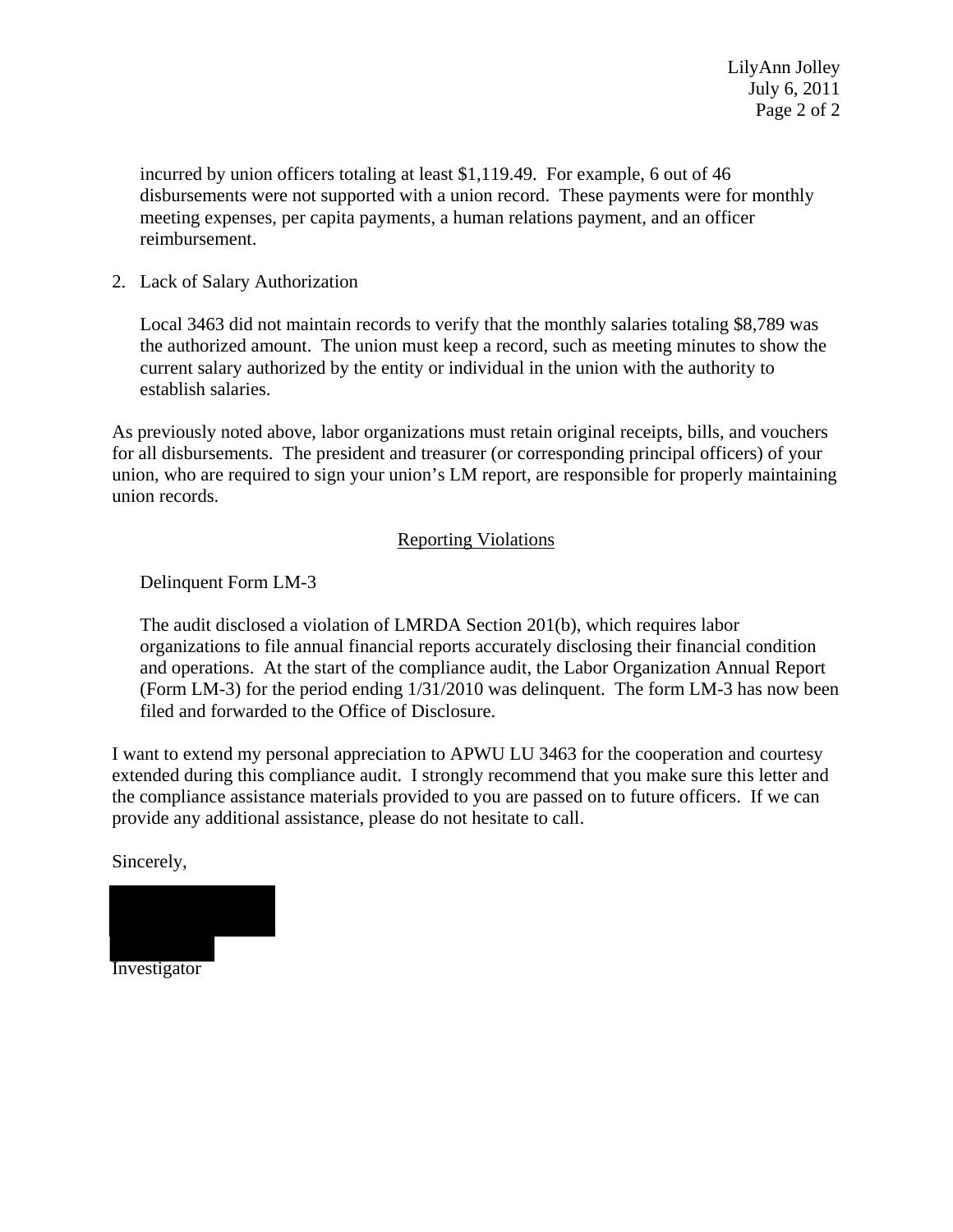incurred by union officers totaling at least $1,119.49. For example, 6 out of 46 disbursements were not supported with a union record. These payments were for monthly meeting expenses, per capita payments, a human relations payment, and an officer reimbursement.

2. Lack of Salary Authorization

   Local 3463 did not maintain records to verify that the monthly salaries totaling $8,789 was the authorized amount. The union must keep a record, such as meeting minutes to show the current salary authorized by the entity or individual in the union with the authority to establish salaries.

As previously noted above, labor organizations must retain original receipts, bills, and vouchers for all disbursements. The president and treasurer (or corresponding principal officers) of your union, who are required to sign your union's LM report, are responsible for properly maintaining union records.

## Reporting Violations

Delinquent Form LM-3

The audit disclosed a violation of LMRDA Section 201(b), which requires labor organizations to file annual financial reports accurately disclosing their financial condition and operations. At the start of the compliance audit, the Labor Organization Annual Report (Form LM-3) for the period ending 1/31/2010 was delinquent. The form LM-3 has now been filed and forwarded to the Office of Disclosure.

I want to extend my personal appreciation to APWU LU 3463 for the cooperation and courtesy extended during this compliance audit. I strongly recommend that you make sure this letter and the compliance assistance materials provided to you are passed on to future officers. If we can provide any additional assistance, please do not hesitate to call.

Sincerely,

Investigator